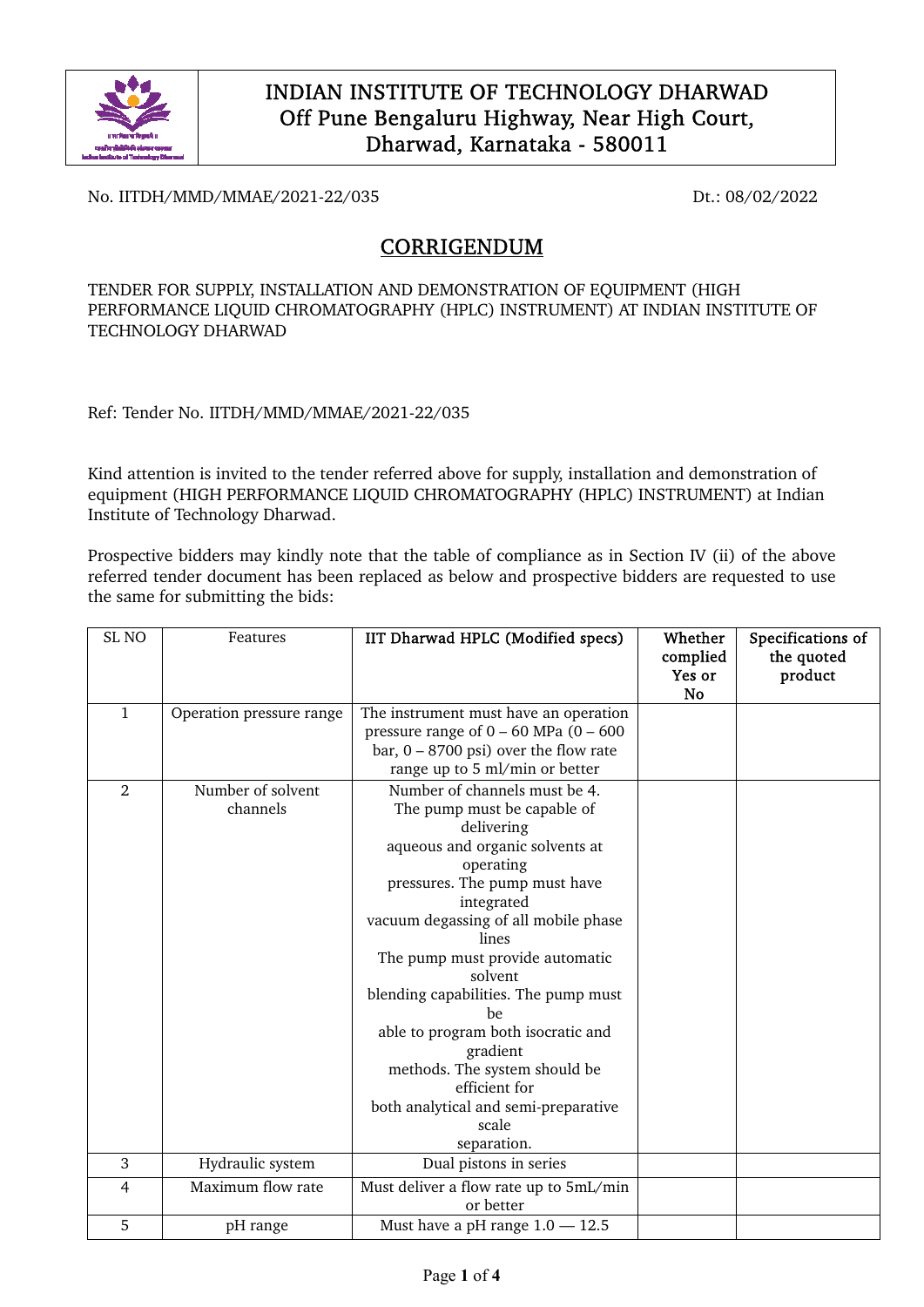# INDIAN INSTITUTE OF TECHNOLOGY DHARWAD
Off Pune Bengaluru Highway, Near High Court,
Dharwad, Karnataka - 580011

No. IITDH/MMD/MMAE/2021-22/035 Dt.: 08/02/2022

## CORRIGENDUM

TENDER FOR SUPPLY, INSTALLATION AND DEMONSTRATION OF EQUIPMENT (HIGH PERFORMANCE LIQUID CHROMATOGRAPHY (HPLC) INSTRUMENT) AT INDIAN INSTITUTE OF TECHNOLOGY DHARWAD

Ref: Tender No. IITDH/MMD/MMAE/2021-22/035

Kind attention is invited to the tender referred above for supply, installation and demonstration of equipment (HIGH PERFORMANCE LIQUID CHROMATOGRAPHY (HPLC) INSTRUMENT) at Indian Institute of Technology Dharwad.

Prospective bidders may kindly note that the table of compliance as in Section IV (ii) of the above referred tender document has been replaced as below and prospective bidders are requested to use the same for submitting the bids:

| SL NO | Features | IIT Dharwad HPLC (Modified specs) | Whether complied Yes or No | Specifications of the quoted product |
|---|---|---|---|---|
| 1 | Operation pressure range | The instrument must have an operation pressure range of 0 – 60 MPa (0 – 600 bar, 0 – 8700 psi) over the flow rate range up to 5 ml/min or better | | |
| 2 | Number of solvent channels | Number of channels must be 4. The pump must be capable of delivering aqueous and organic solvents at operating pressures. The pump must have integrated vacuum degassing of all mobile phase lines The pump must provide automatic solvent blending capabilities. The pump must be able to program both isocratic and gradient methods. The system should be efficient for both analytical and semi-preparative scale separation. | | |
| 3 | Hydraulic system | Dual pistons in series | | |
| 4 | Maximum flow rate | Must deliver a flow rate up to 5mL/min or better | | |
| 5 | pH range | Must have a pH range 1.0 — 12.5 | | |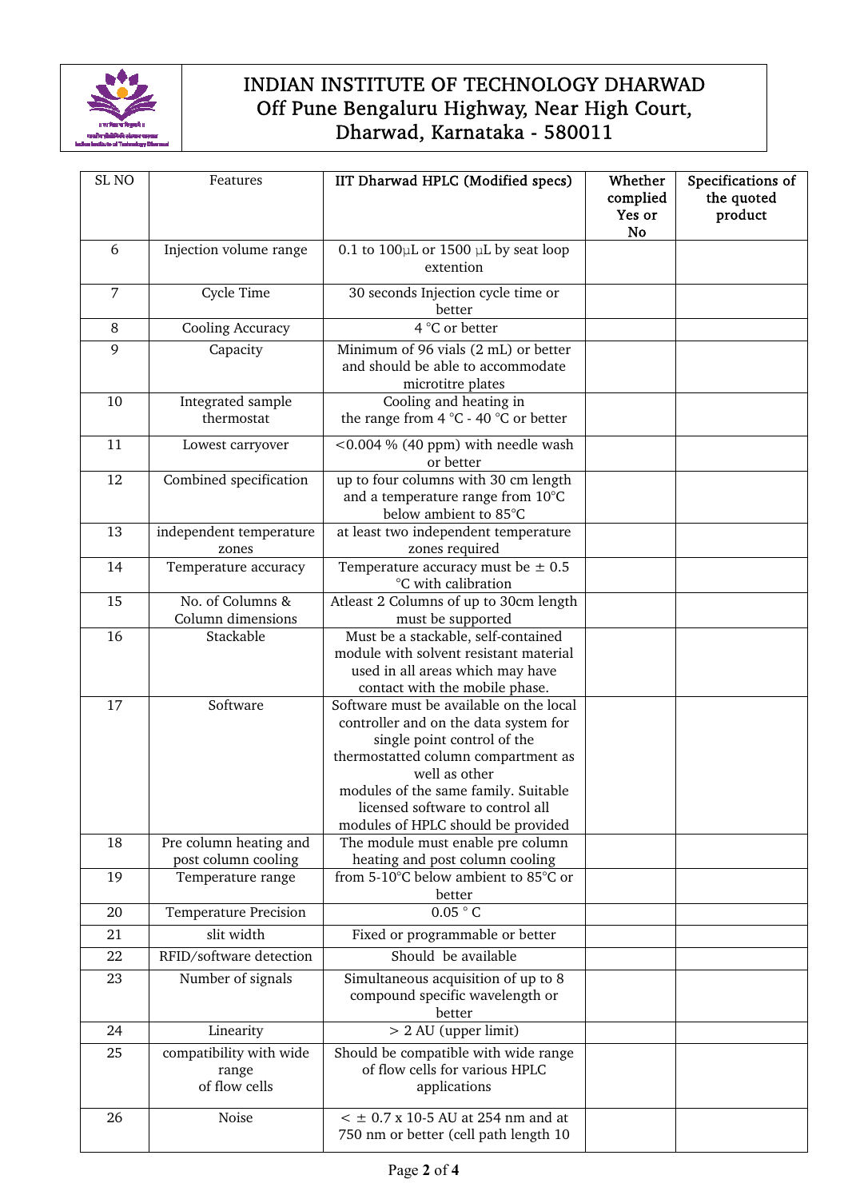# INDIAN INSTITUTE OF TECHNOLOGY DHARWAD
Off Pune Bengaluru Highway, Near High Court, Dharwad, Karnataka - 580011

| SL NO | Features | IIT Dharwad HPLC (Modified specs) | Whether complied Yes or No | Specifications of the quoted product |
|---|---|---|---|---|
| 6 | Injection volume range | 0.1 to 100µL or 1500 µL by seat loop extention | | |
| 7 | Cycle Time | 30 seconds Injection cycle time or better | | |
| 8 | Cooling Accuracy | 4 °C or better | | |
| 9 | Capacity | Minimum of 96 vials (2 mL) or better and should be able to accommodate microtitre plates | | |
| 10 | Integrated sample thermostat | Cooling and heating in the range from 4 °C - 40 °C or better | | |
| 11 | Lowest carryover | <0.004 % (40 ppm) with needle wash or better | | |
| 12 | Combined specification | up to four columns with 30 cm length and a temperature range from 10°C below ambient to 85°C | | |
| 13 | independent temperature zones | at least two independent temperature zones required | | |
| 14 | Temperature accuracy | Temperature accuracy must be ± 0.5 °C with calibration | | |
| 15 | No. of Columns & Column dimensions | Atleast 2 Columns of up to 30cm length must be supported | | |
| 16 | Stackable | Must be a stackable, self-contained module with solvent resistant material used in all areas which may have contact with the mobile phase. | | |
| 17 | Software | Software must be available on the local controller and on the data system for single point control of the thermostatted column compartment as well as other modules of the same family. Suitable licensed software to control all modules of HPLC should be provided | | |
| 18 | Pre column heating and post column cooling | The module must enable pre column heating and post column cooling | | |
| 19 | Temperature range | from 5-10°C below ambient to 85°C or better | | |
| 20 | Temperature Precision | 0.05 ° C | | |
| 21 | slit width | Fixed or programmable or better | | |
| 22 | RFID/software detection | Should be available | | |
| 23 | Number of signals | Simultaneous acquisition of up to 8 compound specific wavelength or better | | |
| 24 | Linearity | > 2 AU (upper limit) | | |
| 25 | compatibility with wide range of flow cells | Should be compatible with wide range of flow cells for various HPLC applications | | |
| 26 | Noise | < ± 0.7 x 10-5 AU at 254 nm and at 750 nm or better (cell path length 10 | | |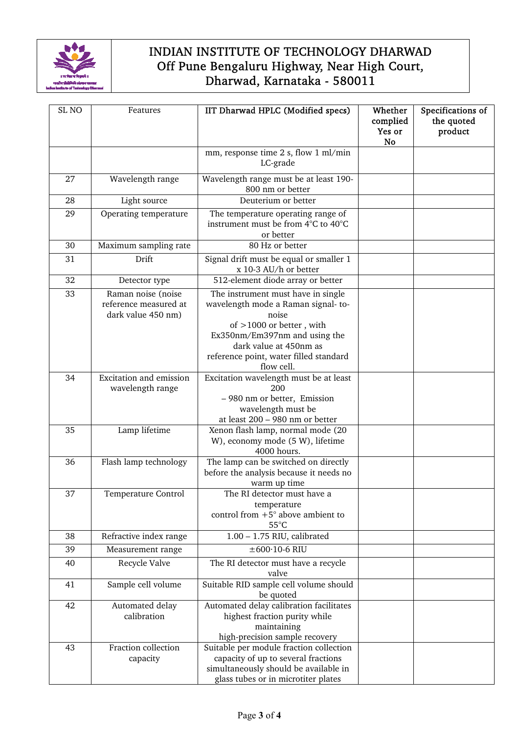# INDIAN INSTITUTE OF TECHNOLOGY DHARWAD

Off Pune Bengaluru Highway, Near High Court, Dharwad, Karnataka - 580011

| SL NO | Features | IIT Dharwad HPLC (Modified specs) | Whether complied Yes or No | Specifications of the quoted product |
|---|---|---|---|---|
| | | mm, response time 2 s, flow 1 ml/min LC-grade | | |
| 27 | Wavelength range | Wavelength range must be at least 190-800 nm or better | | |
| 28 | Light source | Deuterium or better | | |
| 29 | Operating temperature | The temperature operating range of instrument must be from 4°C to 40°C or better | | |
| 30 | Maximum sampling rate | 80 Hz or better | | |
| 31 | Drift | Signal drift must be equal or smaller 1 x 10-3 AU/h or better | | |
| 32 | Detector type | 512-element diode array or better | | |
| 33 | Raman noise (noise reference measured at dark value 450 nm) | The instrument must have in single wavelength mode a Raman signal- to-noise of >1000 or better , with Ex350nm/Em397nm and using the dark value at 450nm as reference point, water filled standard flow cell. | | |
| 34 | Excitation and emission wavelength range | Excitation wavelength must be at least 200 – 980 nm or better, Emission wavelength must be at least 200 – 980 nm or better | | |
| 35 | Lamp lifetime | Xenon flash lamp, normal mode (20 W), economy mode (5 W), lifetime 4000 hours. | | |
| 36 | Flash lamp technology | The lamp can be switched on directly before the analysis because it needs no warm up time | | |
| 37 | Temperature Control | The RI detector must have a temperature control from +5° above ambient to 55°C | | |
| 38 | Refractive index range | 1.00 – 1.75 RIU, calibrated | | |
| 39 | Measurement range | ±600·10-6 RIU | | |
| 40 | Recycle Valve | The RI detector must have a recycle valve | | |
| 41 | Sample cell volume | Suitable RID sample cell volume should be quoted | | |
| 42 | Automated delay calibration | Automated delay calibration facilitates highest fraction purity while maintaining high-precision sample recovery | | |
| 43 | Fraction collection capacity | Suitable per module fraction collection capacity of up to several fractions simultaneously should be available in glass tubes or in microtiter plates | | |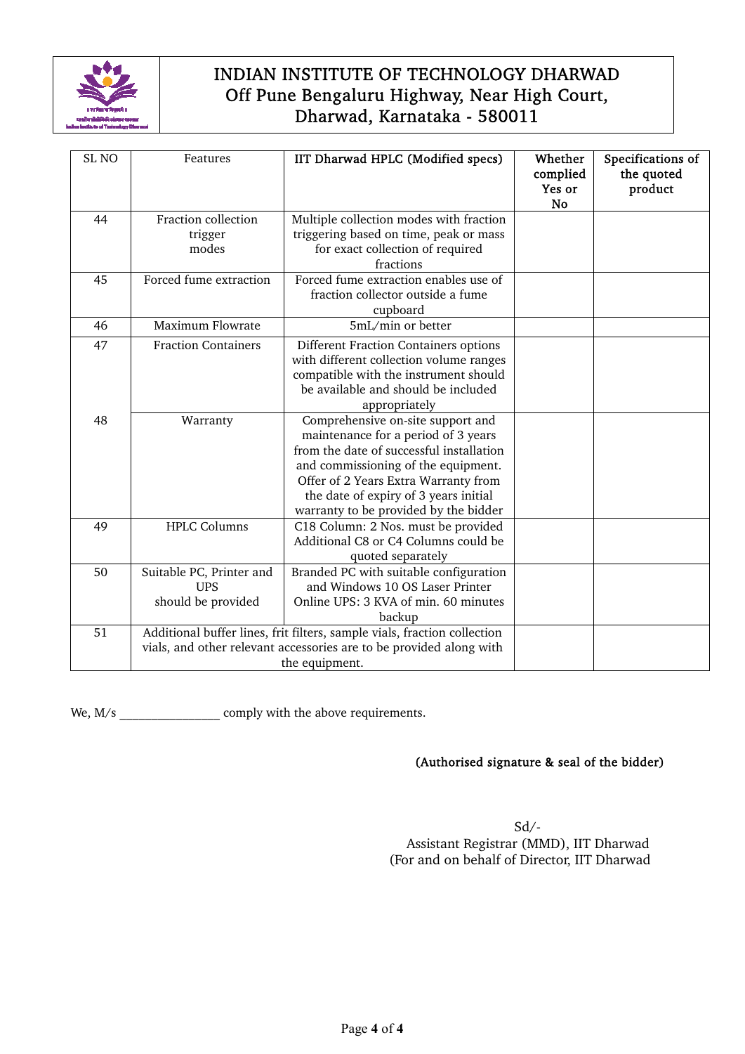# INDIAN INSTITUTE OF TECHNOLOGY DHARWAD
Off Pune Bengaluru Highway, Near High Court,
Dharwad, Karnataka - 580011

| SL NO | Features | IIT Dharwad HPLC (Modified specs) | Whether complied Yes or No | Specifications of the quoted product |
|---|---|---|---|---|
| 44 | Fraction collection trigger modes | Multiple collection modes with fraction triggering based on time, peak or mass for exact collection of required fractions | | |
| 45 | Forced fume extraction | Forced fume extraction enables use of fraction collector outside a fume cupboard | | |
| 46 | Maximum Flowrate | 5mL/min or better | | |
| 47 | Fraction Containers | Different Fraction Containers options with different collection volume ranges compatible with the instrument should be available and should be included appropriately | | |
| 48 | Warranty | Comprehensive on-site support and maintenance for a period of 3 years from the date of successful installation and commissioning of the equipment. Offer of 2 Years Extra Warranty from the date of expiry of 3 years initial warranty to be provided by the bidder | | |
| 49 | HPLC Columns | C18 Column: 2 Nos. must be provided Additional C8 or C4 Columns could be quoted separately | | |
| 50 | Suitable PC, Printer and UPS should be provided | Branded PC with suitable configuration and Windows 10 OS Laser Printer Online UPS: 3 KVA of min. 60 minutes backup | | |
| 51 | Additional buffer lines, frit filters, sample vials, fraction collection vials, and other relevant accessories are to be provided along with the equipment. | | | |

We, M/s _______________ comply with the above requirements.

**(Authorised signature & seal of the bidder)**

Sd/-
Assistant Registrar (MMD), IIT Dharwad
(For and on behalf of Director, IIT Dharwad